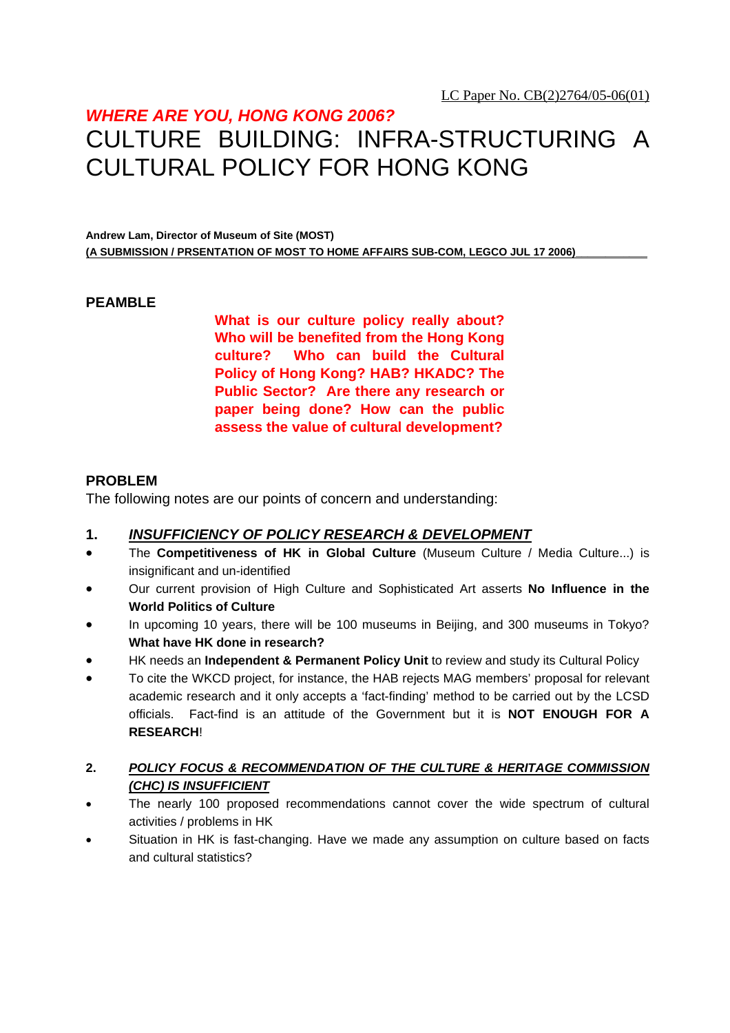LC Paper No. CB(2)2764/05-06(01)

***WHERE ARE YOU, HONG KONG 2006?***

# CULTURE BUILDING: INFRA-STRUCTURING A CULTURAL POLICY FOR HONG KONG

**Andrew Lam, Director of Museum of Site (MOST)**
**(A SUBMISSION / PRSENTATION OF MOST TO HOME AFFAIRS SUB-COM, LEGCO JUL 17 2006)**

## PEAMBLE

**What is our culture policy really about? Who will be benefited from the Hong Kong culture? Who can build the Cultural Policy of Hong Kong? HAB? HKADC? The Public Sector? Are there any research or paper being done? How can the public assess the value of cultural development?**

## PROBLEM

The following notes are our points of concern and understanding:

### 1. ***INSUFFICIENCY OF POLICY RESEARCH & DEVELOPMENT***

- The **Competitiveness of HK in Global Culture** (Museum Culture / Media Culture...) is insignificant and un-identified
- Our current provision of High Culture and Sophisticated Art asserts **No Influence in the World Politics of Culture**
- In upcoming 10 years, there will be 100 museums in Beijing, and 300 museums in Tokyo? **What have HK done in research?**
- HK needs an **Independent & Permanent Policy Unit** to review and study its Cultural Policy
- To cite the WKCD project, for instance, the HAB rejects MAG members' proposal for relevant academic research and it only accepts a 'fact-finding' method to be carried out by the LCSD officials. Fact-find is an attitude of the Government but it is **NOT ENOUGH FOR A RESEARCH**!

### 2. ***POLICY FOCUS & RECOMMENDATION OF THE CULTURE & HERITAGE COMMISSION (CHC) IS INSUFFICIENT***

- The nearly 100 proposed recommendations cannot cover the wide spectrum of cultural activities / problems in HK
- Situation in HK is fast-changing. Have we made any assumption on culture based on facts and cultural statistics?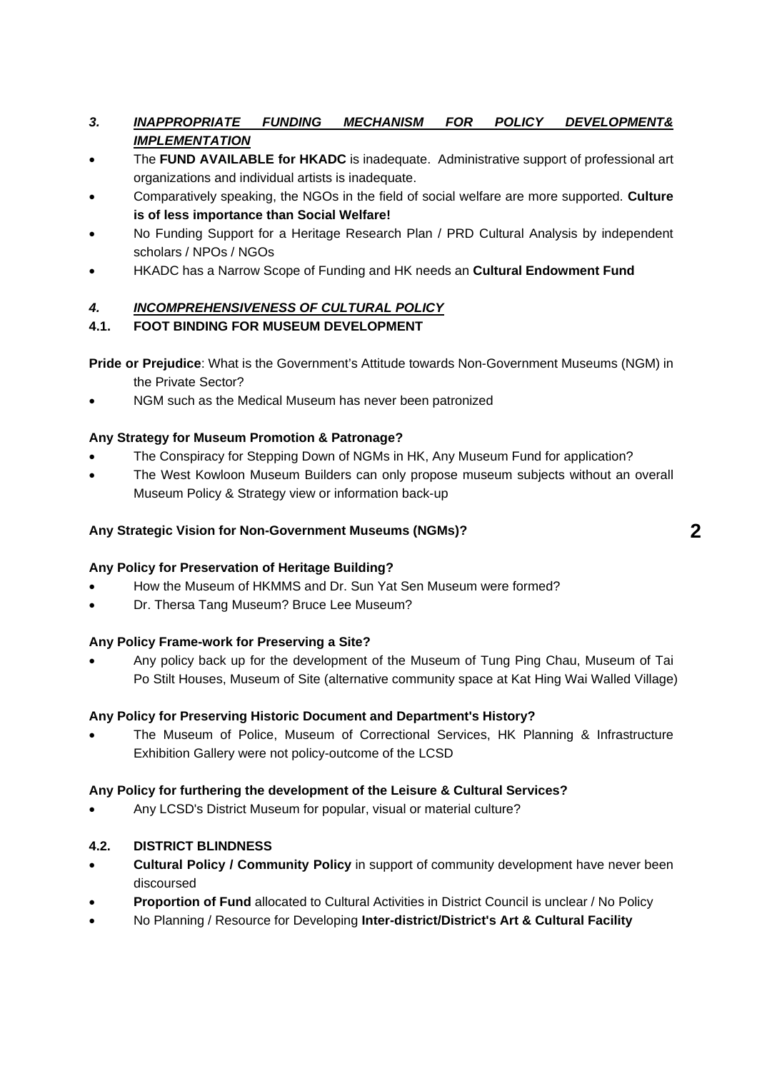### *3. INAPPROPRIATE FUNDING MECHANISM FOR POLICY DEVELOPMENT& IMPLEMENTATION*

- The **FUND AVAILABLE for HKADC** is inadequate. Administrative support of professional art organizations and individual artists is inadequate.
- Comparatively speaking, the NGOs in the field of social welfare are more supported. **Culture is of less importance than Social Welfare!**
- No Funding Support for a Heritage Research Plan / PRD Cultural Analysis by independent scholars / NPOs / NGOs
- HKADC has a Narrow Scope of Funding and HK needs an **Cultural Endowment Fund**

### *4. INCOMPREHENSIVENESS OF CULTURAL POLICY*

#### 4.1. FOOT BINDING FOR MUSEUM DEVELOPMENT

**Pride or Prejudice**: What is the Government's Attitude towards Non-Government Museums (NGM) in the Private Sector?

- NGM such as the Medical Museum has never been patronized

**Any Strategy for Museum Promotion & Patronage?**

- The Conspiracy for Stepping Down of NGMs in HK, Any Museum Fund for application?
- The West Kowloon Museum Builders can only propose museum subjects without an overall Museum Policy & Strategy view or information back-up

**Any Strategic Vision for Non-Government Museums (NGMs)?**

**Any Policy for Preservation of Heritage Building?**

- How the Museum of HKMMS and Dr. Sun Yat Sen Museum were formed?
- Dr. Thersa Tang Museum? Bruce Lee Museum?

**Any Policy Frame-work for Preserving a Site?**

- Any policy back up for the development of the Museum of Tung Ping Chau, Museum of Tai Po Stilt Houses, Museum of Site (alternative community space at Kat Hing Wai Walled Village)

**Any Policy for Preserving Historic Document and Department's History?**

- The Museum of Police, Museum of Correctional Services, HK Planning & Infrastructure Exhibition Gallery were not policy-outcome of the LCSD

**Any Policy for furthering the development of the Leisure & Cultural Services?**

- Any LCSD's District Museum for popular, visual or material culture?

#### 4.2. DISTRICT BLINDNESS

- **Cultural Policy / Community Policy** in support of community development have never been discoursed
- **Proportion of Fund** allocated to Cultural Activities in District Council is unclear / No Policy
- No Planning / Resource for Developing **Inter-district/District's Art & Cultural Facility**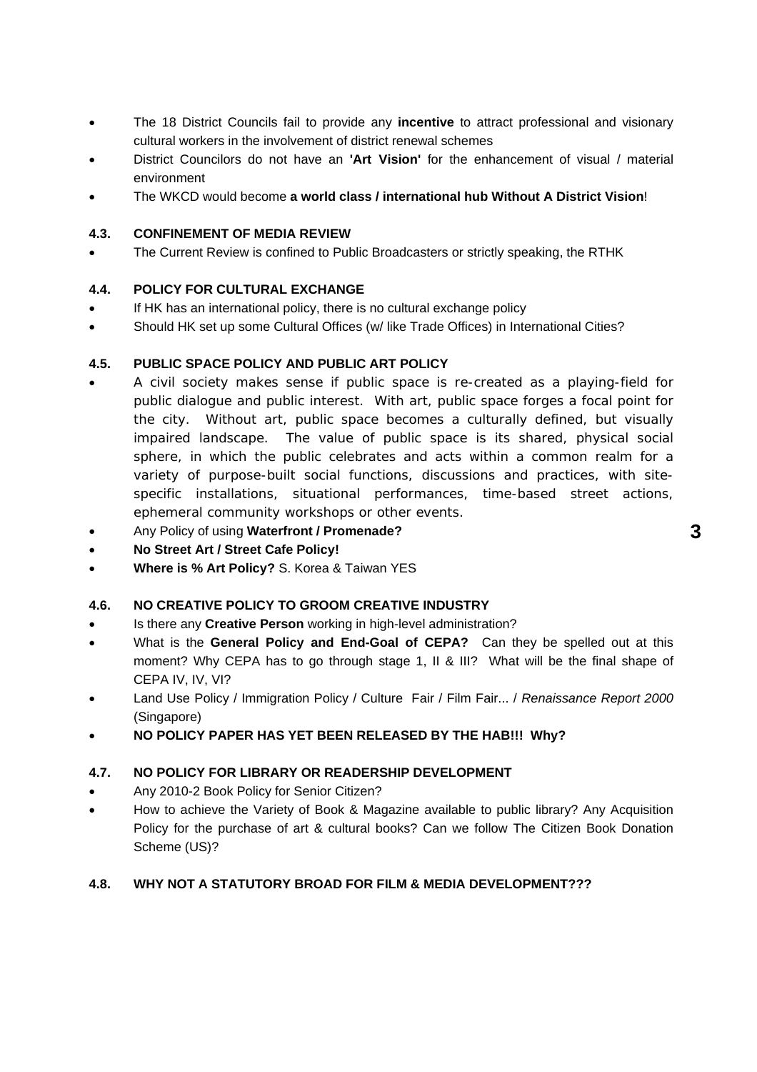- The 18 District Councils fail to provide any **incentive** to attract professional and visionary cultural workers in the involvement of district renewal schemes
- District Councilors do not have an **'Art Vision'** for the enhancement of visual / material environment
- The WKCD would become **a world class / international hub Without A District Vision**!

### 4.3. CONFINEMENT OF MEDIA REVIEW

- The Current Review is confined to Public Broadcasters or strictly speaking, the RTHK

### 4.4. POLICY FOR CULTURAL EXCHANGE

- If HK has an international policy, there is no cultural exchange policy
- Should HK set up some Cultural Offices (w/ like Trade Offices) in International Cities?

### 4.5. PUBLIC SPACE POLICY AND PUBLIC ART POLICY

- A civil society makes sense if public space is re-created as a playing-field for public dialogue and public interest. With art, public space forges a focal point for the city. Without art, public space becomes a culturally defined, but visually impaired landscape. The value of public space is its shared, physical social sphere, in which the public celebrates and acts within a common realm for a variety of purpose-built social functions, discussions and practices, with site-specific installations, situational performances, time-based street actions, ephemeral community workshops or other events.
- Any Policy of using **Waterfront / Promenade?**
- **No Street Art / Street Cafe Policy!**
- **Where is % Art Policy?** S. Korea & Taiwan YES

### 4.6. NO CREATIVE POLICY TO GROOM CREATIVE INDUSTRY

- Is there any **Creative Person** working in high-level administration?
- What is the **General Policy and End-Goal of CEPA?** Can they be spelled out at this moment? Why CEPA has to go through stage 1, II & III? What will be the final shape of CEPA IV, IV, VI?
- Land Use Policy / Immigration Policy / Culture Fair / Film Fair... / *Renaissance Report 2000* (Singapore)
- **NO POLICY PAPER HAS YET BEEN RELEASED BY THE HAB!!! Why?**

### 4.7. NO POLICY FOR LIBRARY OR READERSHIP DEVELOPMENT

- Any 2010-2 Book Policy for Senior Citizen?
- How to achieve the Variety of Book & Magazine available to public library? Any Acquisition Policy for the purchase of art & cultural books? Can we follow The Citizen Book Donation Scheme (US)?

### 4.8. WHY NOT A STATUTORY BROAD FOR FILM & MEDIA DEVELOPMENT???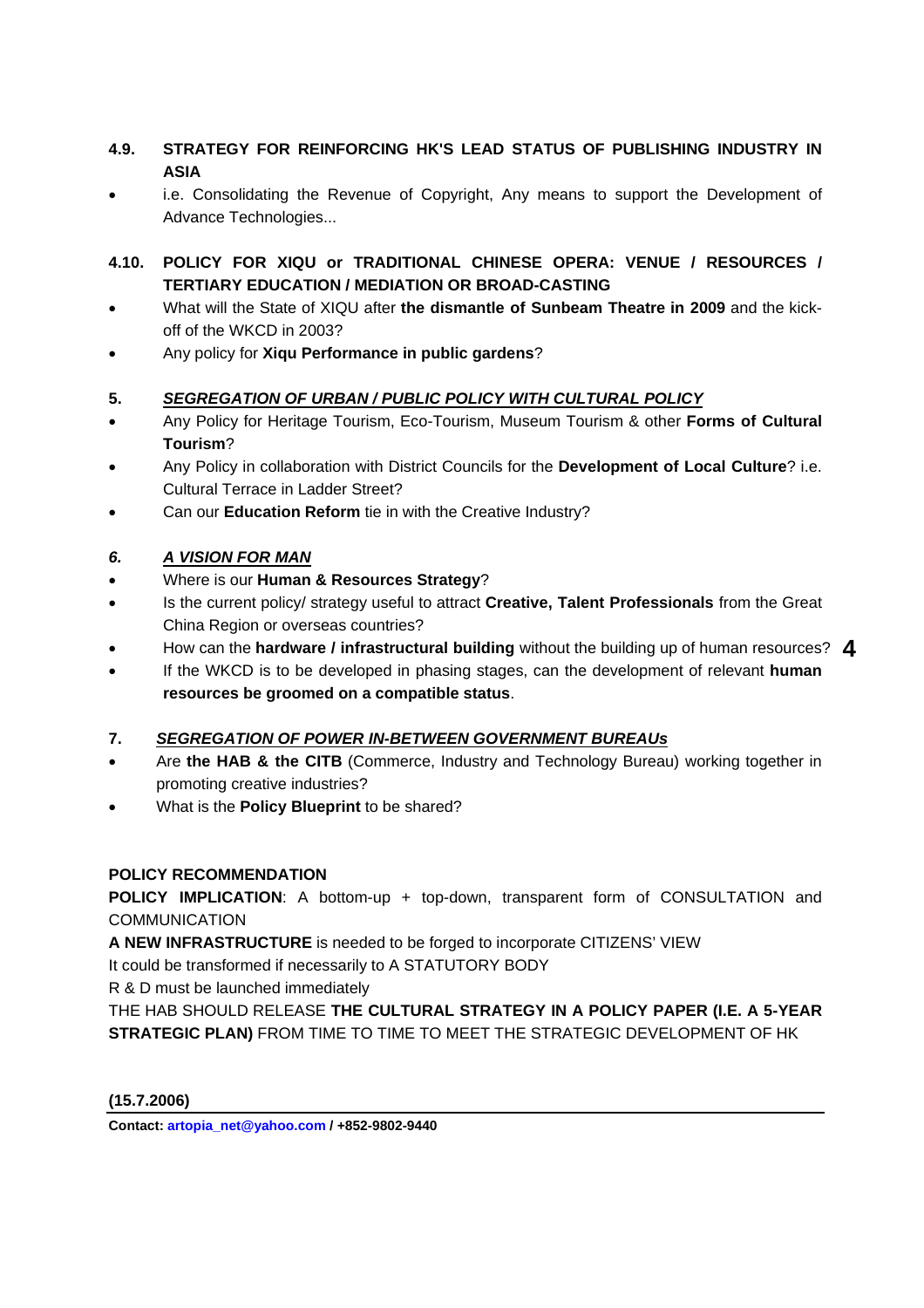**4.9. STRATEGY FOR REINFORCING HK'S LEAD STATUS OF PUBLISHING INDUSTRY IN ASIA**

- i.e. Consolidating the Revenue of Copyright, Any means to support the Development of Advance Technologies...

**4.10. POLICY FOR XIQU or TRADITIONAL CHINESE OPERA: VENUE / RESOURCES / TERTIARY EDUCATION / MEDIATION OR BROAD-CASTING**

- What will the State of XIQU after **the dismantle of Sunbeam Theatre in 2009** and the kick-off of the WKCD in 2003?
- Any policy for **Xiqu Performance in public gardens**?

**5. *SEGREGATION OF URBAN / PUBLIC POLICY WITH CULTURAL POLICY***

- Any Policy for Heritage Tourism, Eco-Tourism, Museum Tourism & other **Forms of Cultural Tourism**?
- Any Policy in collaboration with District Councils for the **Development of Local Culture**? i.e. Cultural Terrace in Ladder Street?
- Can our **Education Reform** tie in with the Creative Industry?

***6. A VISION FOR MAN***

- Where is our **Human & Resources Strategy**?
- Is the current policy/ strategy useful to attract **Creative, Talent Professionals** from the Great China Region or overseas countries?
- How can the **hardware / infrastructural building** without the building up of human resources?
- If the WKCD is to be developed in phasing stages, can the development of relevant **human resources be groomed on a compatible status**.

**7. *SEGREGATION OF POWER IN-BETWEEN GOVERNMENT BUREAUs***

- Are **the HAB & the CITB** (Commerce, Industry and Technology Bureau) working together in promoting creative industries?
- What is the **Policy Blueprint** to be shared?

**POLICY RECOMMENDATION**

**POLICY IMPLICATION**: A bottom-up + top-down, transparent form of CONSULTATION and COMMUNICATION

**A NEW INFRASTRUCTURE** is needed to be forged to incorporate CITIZENS' VIEW

It could be transformed if necessarily to A STATUTORY BODY

R & D must be launched immediately

THE HAB SHOULD RELEASE **THE CULTURAL STRATEGY IN A POLICY PAPER (I.E. A 5-YEAR STRATEGIC PLAN)** FROM TIME TO TIME TO MEET THE STRATEGIC DEVELOPMENT OF HK

**(15.7.2006)**

**Contact: artopia_net@yahoo.com / +852-9802-9440**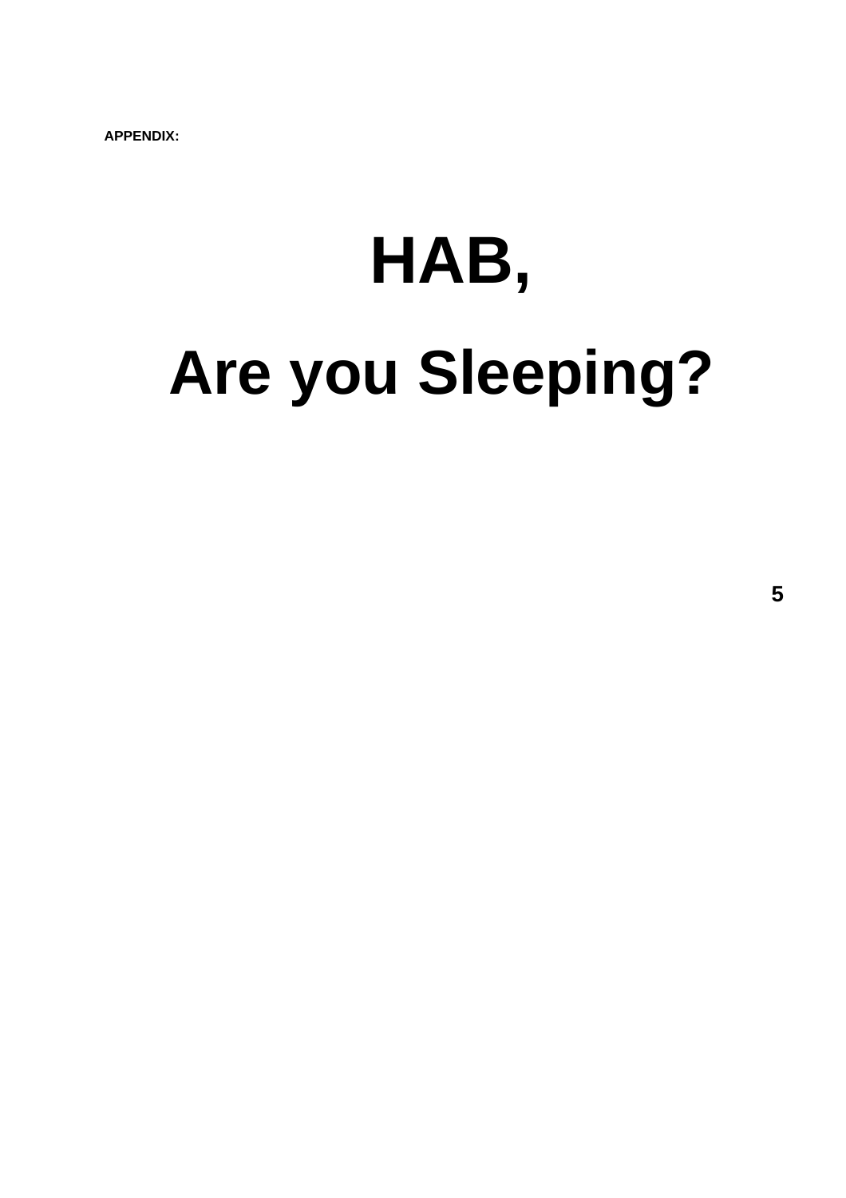**APPENDIX:**

# HAB,

# Are you Sleeping?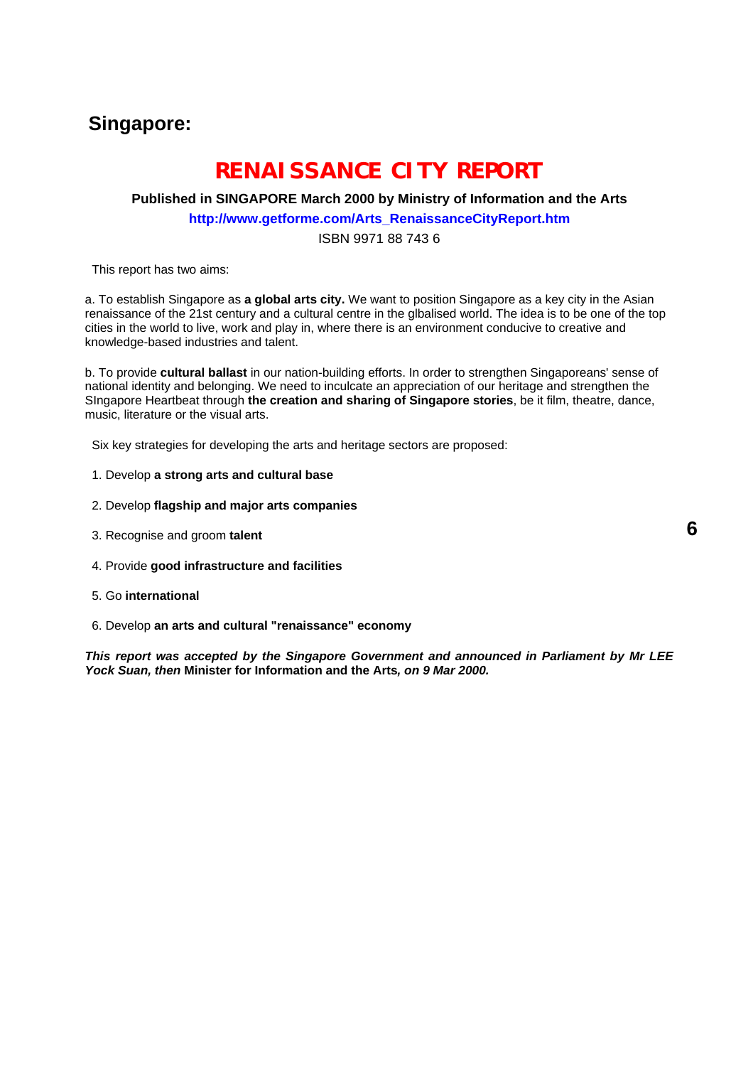## Singapore:

# RENAISSANCE CITY REPORT

**Published in SINGAPORE March 2000 by Ministry of Information and the Arts**

**http://www.getforme.com/Arts_RenaissanceCityReport.htm**

ISBN 9971 88 743 6

This report has two aims:

a. To establish Singapore as **a global arts city.** We want to position Singapore as a key city in the Asian renaissance of the 21st century and a cultural centre in the glbalised world. The idea is to be one of the top cities in the world to live, work and play in, where there is an environment conducive to creative and knowledge-based industries and talent.

b. To provide **cultural ballast** in our nation-building efforts. In order to strengthen Singaporeans' sense of national identity and belonging. We need to inculcate an appreciation of our heritage and strengthen the SIngapore Heartbeat through **the creation and sharing of Singapore stories**, be it film, theatre, dance, music, literature or the visual arts.

Six key strategies for developing the arts and heritage sectors are proposed:

1. Develop **a strong arts and cultural base**
2. Develop **flagship and major arts companies**
3. Recognise and groom **talent**
4. Provide **good infrastructure and facilities**
5. Go **international**
6. Develop **an arts and cultural "renaissance" economy**

***This report was accepted by the Singapore Government and announced in Parliament by Mr LEE Yock Suan, then* Minister for Information and the Arts*, on 9 Mar 2000.***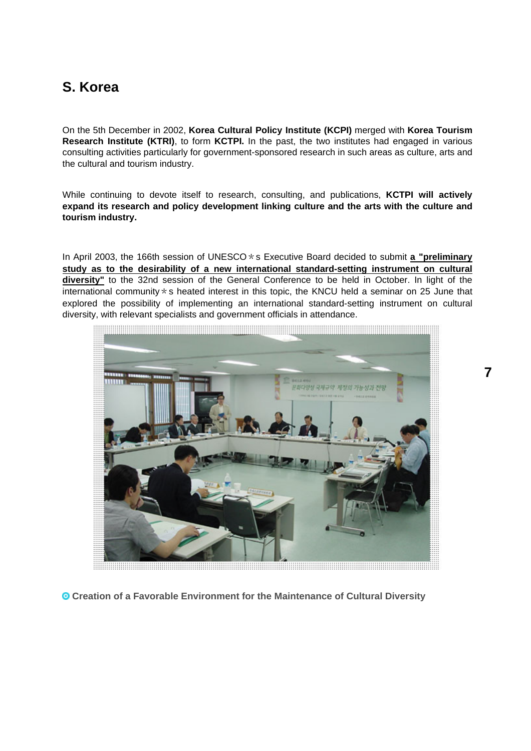## S. Korea

On the 5th December in 2002, **Korea Cultural Policy Institute (KCPI)** merged with **Korea Tourism Research Institute (KTRI)**, to form **KCTPI.** In the past, the two institutes had engaged in various consulting activities particularly for government-sponsored research in such areas as culture, arts and the cultural and tourism industry.

While continuing to devote itself to research, consulting, and publications, **KCTPI will actively expand its research and policy development linking culture and the arts with the culture and tourism industry.**

In April 2003, the 166th session of UNESCO＊s Executive Board decided to submit **a "preliminary study as to the desirability of a new international standard-setting instrument on cultural diversity"** to the 32nd session of the General Conference to be held in October. In light of the international community＊s heated interest in this topic, the KNCU held a seminar on 25 June that explored the possibility of implementing an international standard-setting instrument on cultural diversity, with relevant specialists and government officials in attendance.

**Creation of a Favorable Environment for the Maintenance of Cultural Diversity**